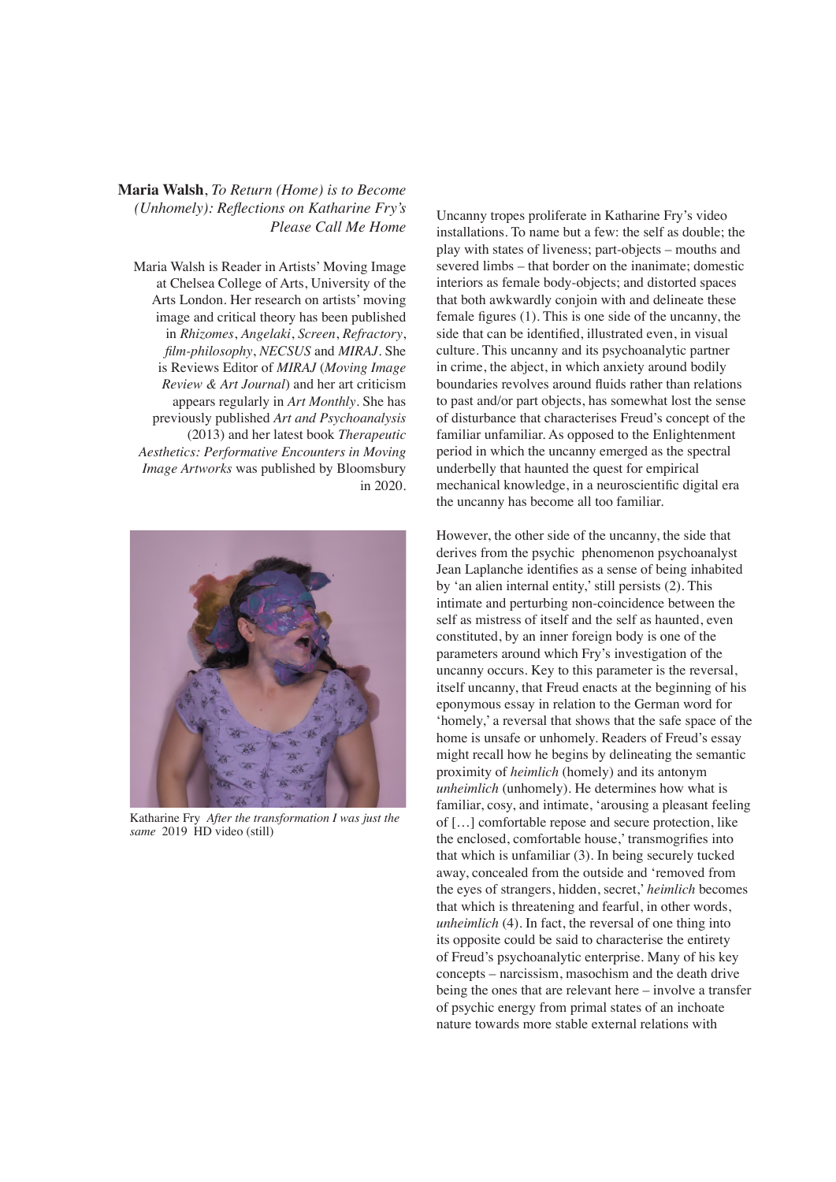**Maria Walsh**, *To Return (Home) is to Become (Unhomely): Reflections on Katharine Fry's Please Call Me Home*

Maria Walsh is Reader in Artists' Moving Image at Chelsea College of Arts, University of the Arts London. Her research on artists' moving image and critical theory has been published in *Rhizomes*, *Angelaki*, *Screen*, *Refractory*, *film-philosophy*, *NECSUS* and *MIRAJ*. She is Reviews Editor of *MIRAJ* (*Moving Image Review & Art Journal*) and her art criticism appears regularly in *Art Monthly*. She has previously published *Art and Psychoanalysis* (2013) and her latest book *Therapeutic Aesthetics: Performative Encounters in Moving Image Artworks* was published by Bloomsbury in 2020.

Katharine Fry *After the transformation I was just the same* 2019 HD video (still)

Uncanny tropes proliferate in Katharine Fry's video installations. To name but a few: the self as double; the play with states of liveness; part-objects – mouths and severed limbs – that border on the inanimate; domestic interiors as female body-objects; and distorted spaces that both awkwardly conjoin with and delineate these female figures (1). This is one side of the uncanny, the side that can be identified, illustrated even, in visual culture. This uncanny and its psychoanalytic partner in crime, the abject, in which anxiety around bodily boundaries revolves around fluids rather than relations to past and/or part objects, has somewhat lost the sense of disturbance that characterises Freud's concept of the familiar unfamiliar. As opposed to the Enlightenment period in which the uncanny emerged as the spectral underbelly that haunted the quest for empirical mechanical knowledge, in a neuroscientific digital era the uncanny has become all too familiar.

However, the other side of the uncanny, the side that derives from the psychic phenomenon psychoanalyst Jean Laplanche identifies as a sense of being inhabited by 'an alien internal entity,' still persists (2). This intimate and perturbing non-coincidence between the self as mistress of itself and the self as haunted, even constituted, by an inner foreign body is one of the parameters around which Fry's investigation of the uncanny occurs. Key to this parameter is the reversal, itself uncanny, that Freud enacts at the beginning of his eponymous essay in relation to the German word for 'homely,' a reversal that shows that the safe space of the home is unsafe or unhomely. Readers of Freud's essay might recall how he begins by delineating the semantic proximity of *heimlich* (homely) and its antonym *unheimlich* (unhomely). He determines how what is familiar, cosy, and intimate, 'arousing a pleasant feeling of […] comfortable repose and secure protection, like the enclosed, comfortable house,' transmogrifies into that which is unfamiliar (3). In being securely tucked away, concealed from the outside and 'removed from the eyes of strangers, hidden, secret,' *heimlich* becomes that which is threatening and fearful, in other words, *unheimlich* (4). In fact, the reversal of one thing into its opposite could be said to characterise the entirety of Freud's psychoanalytic enterprise. Many of his key concepts – narcissism, masochism and the death drive being the ones that are relevant here – involve a transfer of psychic energy from primal states of an inchoate nature towards more stable external relations with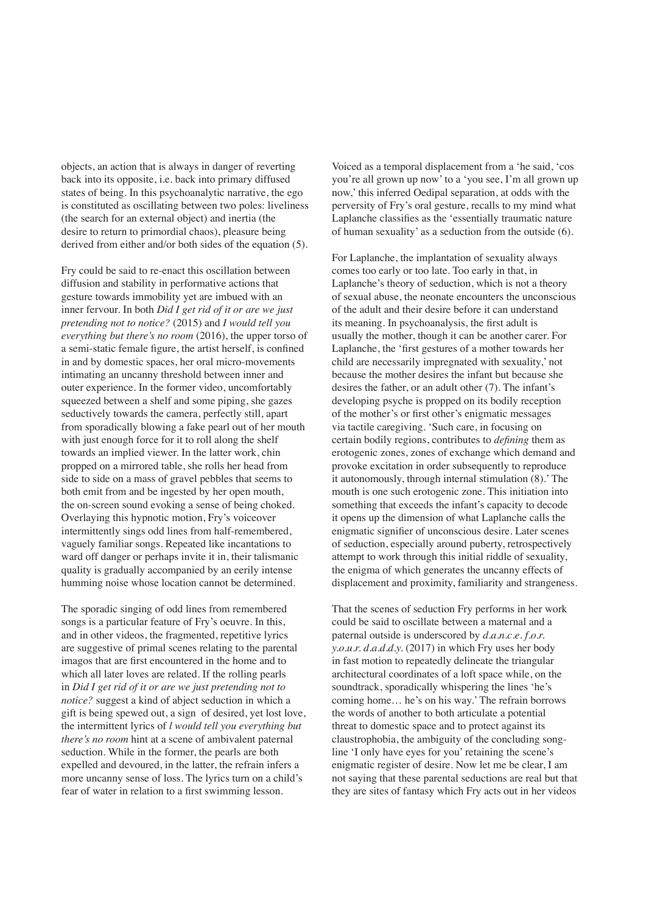objects, an action that is always in danger of reverting back into its opposite, i.e. back into primary diffused states of being. In this psychoanalytic narrative, the ego is constituted as oscillating between two poles: liveliness (the search for an external object) and inertia (the desire to return to primordial chaos), pleasure being derived from either and/or both sides of the equation (5).

Fry could be said to re-enact this oscillation between diffusion and stability in performative actions that gesture towards immobility yet are imbued with an inner fervour. In both *Did I get rid of it or are we just pretending not to notice?* (2015) and *I would tell you everything but there's no room* (2016), the upper torso of a semi-static female figure, the artist herself, is confined in and by domestic spaces, her oral micro-movements intimating an uncanny threshold between inner and outer experience. In the former video, uncomfortably squeezed between a shelf and some piping, she gazes seductively towards the camera, perfectly still, apart from sporadically blowing a fake pearl out of her mouth with just enough force for it to roll along the shelf towards an implied viewer. In the latter work, chin propped on a mirrored table, she rolls her head from side to side on a mass of gravel pebbles that seems to both emit from and be ingested by her open mouth, the on-screen sound evoking a sense of being choked. Overlaying this hypnotic motion, Fry's voiceover intermittently sings odd lines from half-remembered, vaguely familiar songs. Repeated like incantations to ward off danger or perhaps invite it in, their talismanic quality is gradually accompanied by an eerily intense humming noise whose location cannot be determined.

The sporadic singing of odd lines from remembered songs is a particular feature of Fry's oeuvre. In this, and in other videos, the fragmented, repetitive lyrics are suggestive of primal scenes relating to the parental imagos that are first encountered in the home and to which all later loves are related. If the rolling pearls in *Did I get rid of it or are we just pretending not to notice?* suggest a kind of abject seduction in which a gift is being spewed out, a sign of desired, yet lost love, the intermittent lyrics of *I would tell you everything but there's no room* hint at a scene of ambivalent paternal seduction. While in the former, the pearls are both expelled and devoured, in the latter, the refrain infers a more uncanny sense of loss. The lyrics turn on a child's fear of water in relation to a first swimming lesson.

Voiced as a temporal displacement from a 'he said, 'cos you're all grown up now' to a 'you see, I'm all grown up now,' this inferred Oedipal separation, at odds with the perversity of Fry's oral gesture, recalls to my mind what Laplanche classifies as the 'essentially traumatic nature of human sexuality' as a seduction from the outside (6).

For Laplanche, the implantation of sexuality always comes too early or too late. Too early in that, in Laplanche's theory of seduction, which is not a theory of sexual abuse, the neonate encounters the unconscious of the adult and their desire before it can understand its meaning. In psychoanalysis, the first adult is usually the mother, though it can be another carer. For Laplanche, the 'first gestures of a mother towards her child are necessarily impregnated with sexuality,' not because the mother desires the infant but because she desires the father, or an adult other (7). The infant's developing psyche is propped on its bodily reception of the mother's or first other's enigmatic messages via tactile caregiving. 'Such care, in focusing on certain bodily regions, contributes to *defining* them as erotogenic zones, zones of exchange which demand and provoke excitation in order subsequently to reproduce it autonomously, through internal stimulation (8).' The mouth is one such erotogenic zone. This initiation into something that exceeds the infant's capacity to decode it opens up the dimension of what Laplanche calls the enigmatic signifier of unconscious desire. Later scenes of seduction, especially around puberty, retrospectively attempt to work through this initial riddle of sexuality, the enigma of which generates the uncanny effects of displacement and proximity, familiarity and strangeness.

That the scenes of seduction Fry performs in her work could be said to oscillate between a maternal and a paternal outside is underscored by *d.a.n.c.e. f.o.r. y.o.u.r. d.a.d.d.y.* (2017) in which Fry uses her body in fast motion to repeatedly delineate the triangular architectural coordinates of a loft space while, on the soundtrack, sporadically whispering the lines 'he's coming home… he's on his way.' The refrain borrows the words of another to both articulate a potential threat to domestic space and to protect against its claustrophobia, the ambiguity of the concluding song-line 'I only have eyes for you' retaining the scene's enigmatic register of desire. Now let me be clear, I am not saying that these parental seductions are real but that they are sites of fantasy which Fry acts out in her videos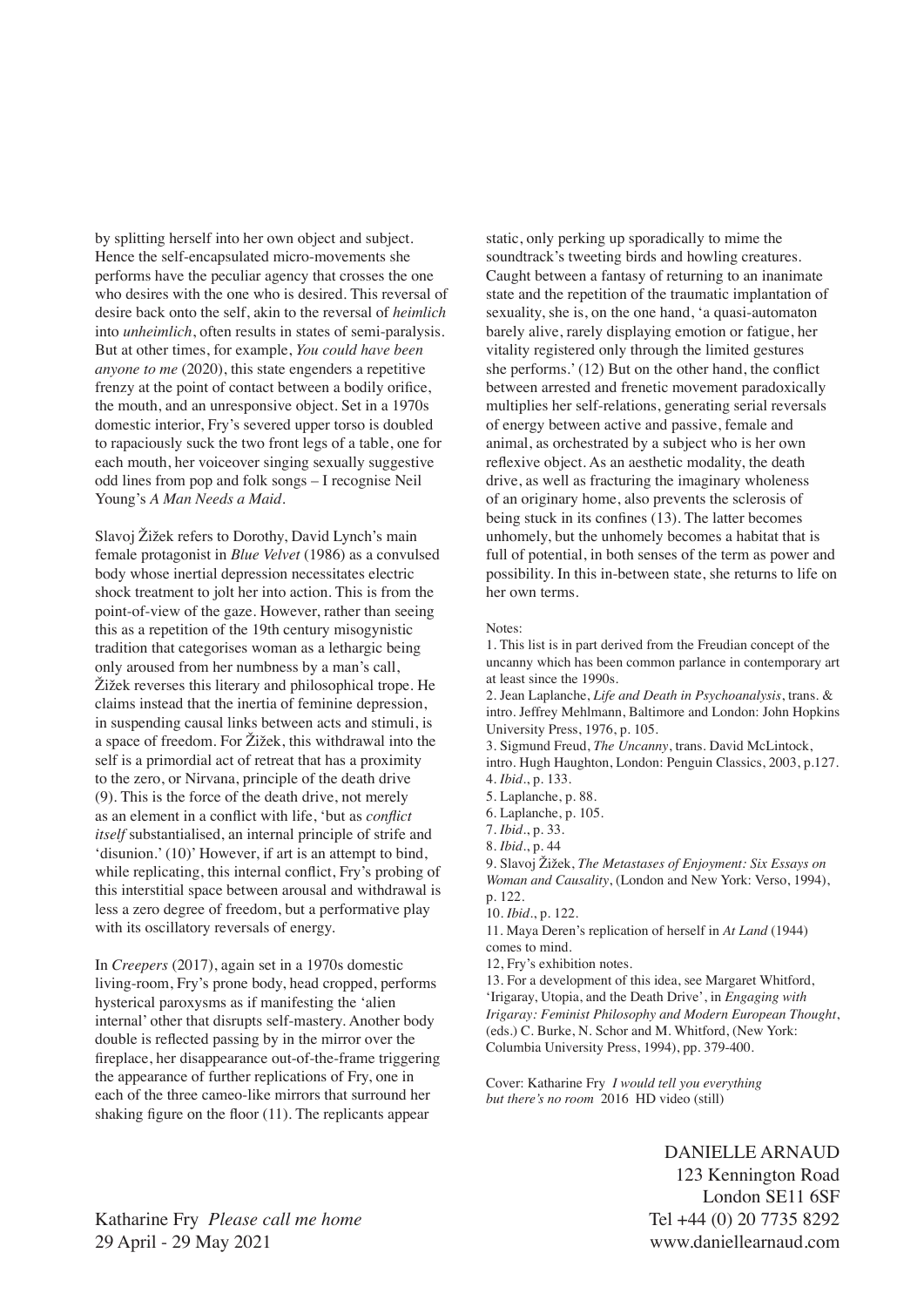by splitting herself into her own object and subject. Hence the self-encapsulated micro-movements she performs have the peculiar agency that crosses the one who desires with the one who is desired. This reversal of desire back onto the self, akin to the reversal of *heimlich* into *unheimlich*, often results in states of semi-paralysis. But at other times, for example, *You could have been anyone to me* (2020), this state engenders a repetitive frenzy at the point of contact between a bodily orifice, the mouth, and an unresponsive object. Set in a 1970s domestic interior, Fry's severed upper torso is doubled to rapaciously suck the two front legs of a table, one for each mouth, her voiceover singing sexually suggestive odd lines from pop and folk songs – I recognise Neil Young's *A Man Needs a Maid*.

Slavoj Žižek refers to Dorothy, David Lynch's main female protagonist in *Blue Velvet* (1986) as a convulsed body whose inertial depression necessitates electric shock treatment to jolt her into action. This is from the point-of-view of the gaze. However, rather than seeing this as a repetition of the 19th century misogynistic tradition that categorises woman as a lethargic being only aroused from her numbness by a man's call, Žižek reverses this literary and philosophical trope. He claims instead that the inertia of feminine depression, in suspending causal links between acts and stimuli, is a space of freedom. For Žižek, this withdrawal into the self is a primordial act of retreat that has a proximity to the zero, or Nirvana, principle of the death drive (9). This is the force of the death drive, not merely as an element in a conflict with life, 'but as *conflict itself* substantialised, an internal principle of strife and 'disunion.' (10)' However, if art is an attempt to bind, while replicating, this internal conflict, Fry's probing of this interstitial space between arousal and withdrawal is less a zero degree of freedom, but a performative play with its oscillatory reversals of energy.

In *Creepers* (2017), again set in a 1970s domestic living-room, Fry's prone body, head cropped, performs hysterical paroxysms as if manifesting the 'alien internal' other that disrupts self-mastery. Another body double is reflected passing by in the mirror over the fireplace, her disappearance out-of-the-frame triggering the appearance of further replications of Fry, one in each of the three cameo-like mirrors that surround her shaking figure on the floor (11). The replicants appear static, only perking up sporadically to mime the soundtrack's tweeting birds and howling creatures. Caught between a fantasy of returning to an inanimate state and the repetition of the traumatic implantation of sexuality, she is, on the one hand, 'a quasi-automaton barely alive, rarely displaying emotion or fatigue, her vitality registered only through the limited gestures she performs.' (12) But on the other hand, the conflict between arrested and frenetic movement paradoxically multiplies her self-relations, generating serial reversals of energy between active and passive, female and animal, as orchestrated by a subject who is her own reflexive object. As an aesthetic modality, the death drive, as well as fracturing the imaginary wholeness of an originary home, also prevents the sclerosis of being stuck in its confines (13). The latter becomes unhomely, but the unhomely becomes a habitat that is full of potential, in both senses of the term as power and possibility. In this in-between state, she returns to life on her own terms.

Notes:

1. This list is in part derived from the Freudian concept of the uncanny which has been common parlance in contemporary art at least since the 1990s.
2. Jean Laplanche, *Life and Death in Psychoanalysis*, trans. & intro. Jeffrey Mehlmann, Baltimore and London: John Hopkins University Press, 1976, p. 105.
3. Sigmund Freud, *The Uncanny*, trans. David McLintock, intro. Hugh Haughton, London: Penguin Classics, 2003, p.127.
4. *Ibid*., p. 133.
5. Laplanche, p. 88.
6. Laplanche, p. 105.
7. *Ibid*., p. 33.
8. *Ibid*., p. 44
9. Slavoj Žižek, *The Metastases of Enjoyment: Six Essays on Woman and Causality*, (London and New York: Verso, 1994), p. 122.
10. *Ibid*., p. 122.
11. Maya Deren's replication of herself in *At Land* (1944) comes to mind.
12, Fry's exhibition notes.
13. For a development of this idea, see Margaret Whitford, 'Irigaray, Utopia, and the Death Drive', in *Engaging with Irigaray: Feminist Philosophy and Modern European Thought*, (eds.) C. Burke, N. Schor and M. Whitford, (New York: Columbia University Press, 1994), pp. 379-400.

Cover: Katharine Fry *I would tell you everything but there's no room* 2016 HD video (still)

Katharine Fry *Please call me home*
29 April - 29 May 2021

DANIELLE ARNAUD
123 Kennington Road
London SE11 6SF
Tel +44 (0) 20 7735 8292
www.daniellearnaud.com